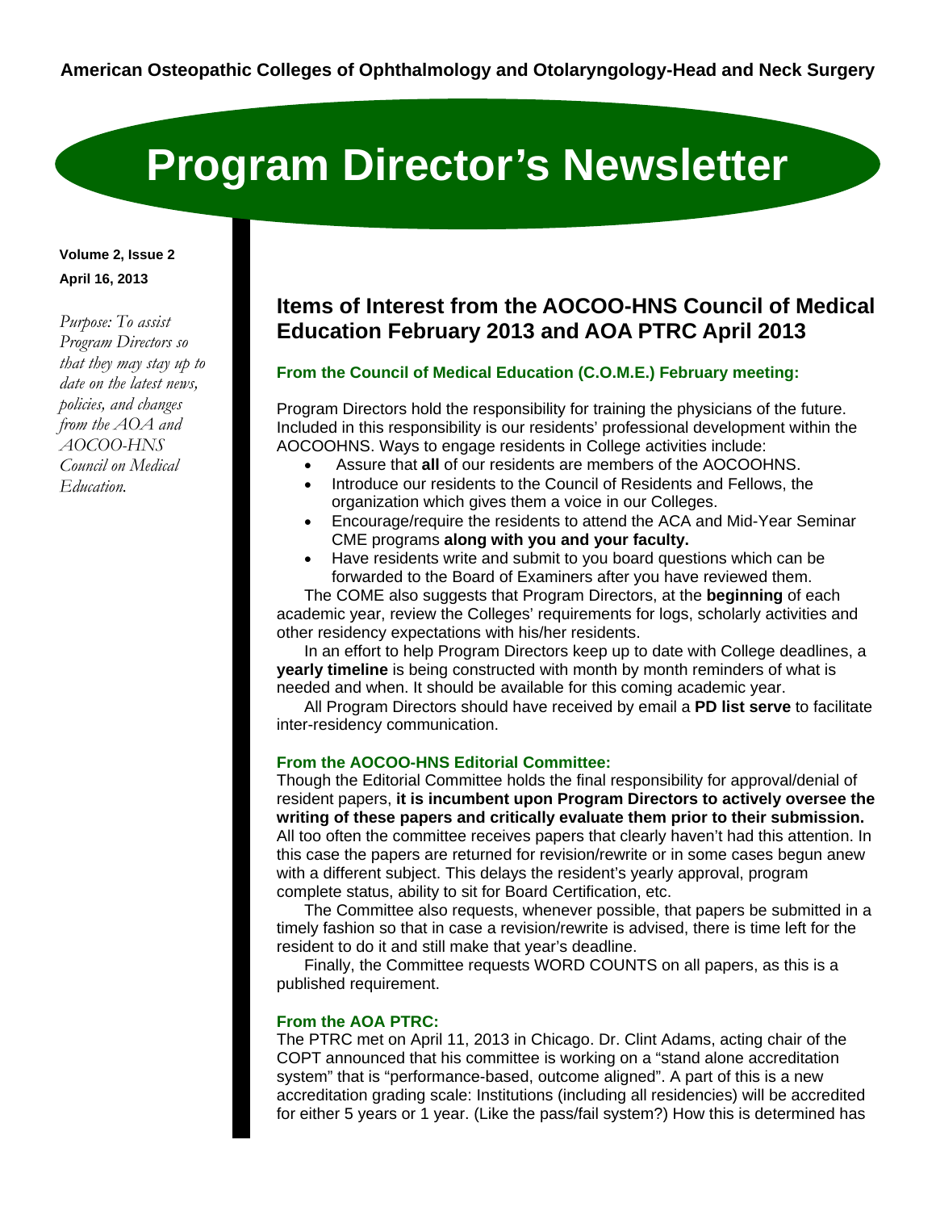**American Osteopathic Colleges of Ophthalmology and Otolaryngology-Head and Neck Surgery**

# Program Director's Newsletter

**Volume 2, Issue 2**
**April 16, 2013**

*Purpose: To assist Program Directors so that they may stay up to date on the latest news, policies, and changes from the AOA and AOCOO-HNS Council on Medical Education.*

## Items of Interest from the AOCOO-HNS Council of Medical Education February 2013 and AOA PTRC April 2013

### From the Council of Medical Education (C.O.M.E.) February meeting:

Program Directors hold the responsibility for training the physicians of the future. Included in this responsibility is our residents' professional development within the AOCOOHNS. Ways to engage residents in College activities include:

- Assure that **all** of our residents are members of the AOCOOHNS.
- Introduce our residents to the Council of Residents and Fellows, the organization which gives them a voice in our Colleges.
- Encourage/require the residents to attend the ACA and Mid-Year Seminar CME programs **along with you and your faculty.**
- Have residents write and submit to you board questions which can be forwarded to the Board of Examiners after you have reviewed them.

The COME also suggests that Program Directors, at the **beginning** of each academic year, review the Colleges' requirements for logs, scholarly activities and other residency expectations with his/her residents.

In an effort to help Program Directors keep up to date with College deadlines, a **yearly timeline** is being constructed with month by month reminders of what is needed and when. It should be available for this coming academic year.

All Program Directors should have received by email a **PD list serve** to facilitate inter-residency communication.

### From the AOCOO-HNS Editorial Committee:

Though the Editorial Committee holds the final responsibility for approval/denial of resident papers, **it is incumbent upon Program Directors to actively oversee the writing of these papers and critically evaluate them prior to their submission.** All too often the committee receives papers that clearly haven't had this attention. In this case the papers are returned for revision/rewrite or in some cases begun anew with a different subject. This delays the resident's yearly approval, program complete status, ability to sit for Board Certification, etc.

The Committee also requests, whenever possible, that papers be submitted in a timely fashion so that in case a revision/rewrite is advised, there is time left for the resident to do it and still make that year's deadline.

Finally, the Committee requests WORD COUNTS on all papers, as this is a published requirement.

### From the AOA PTRC:

The PTRC met on April 11, 2013 in Chicago. Dr. Clint Adams, acting chair of the COPT announced that his committee is working on a "stand alone accreditation system" that is "performance-based, outcome aligned". A part of this is a new accreditation grading scale: Institutions (including all residencies) will be accredited for either 5 years or 1 year. (Like the pass/fail system?) How this is determined has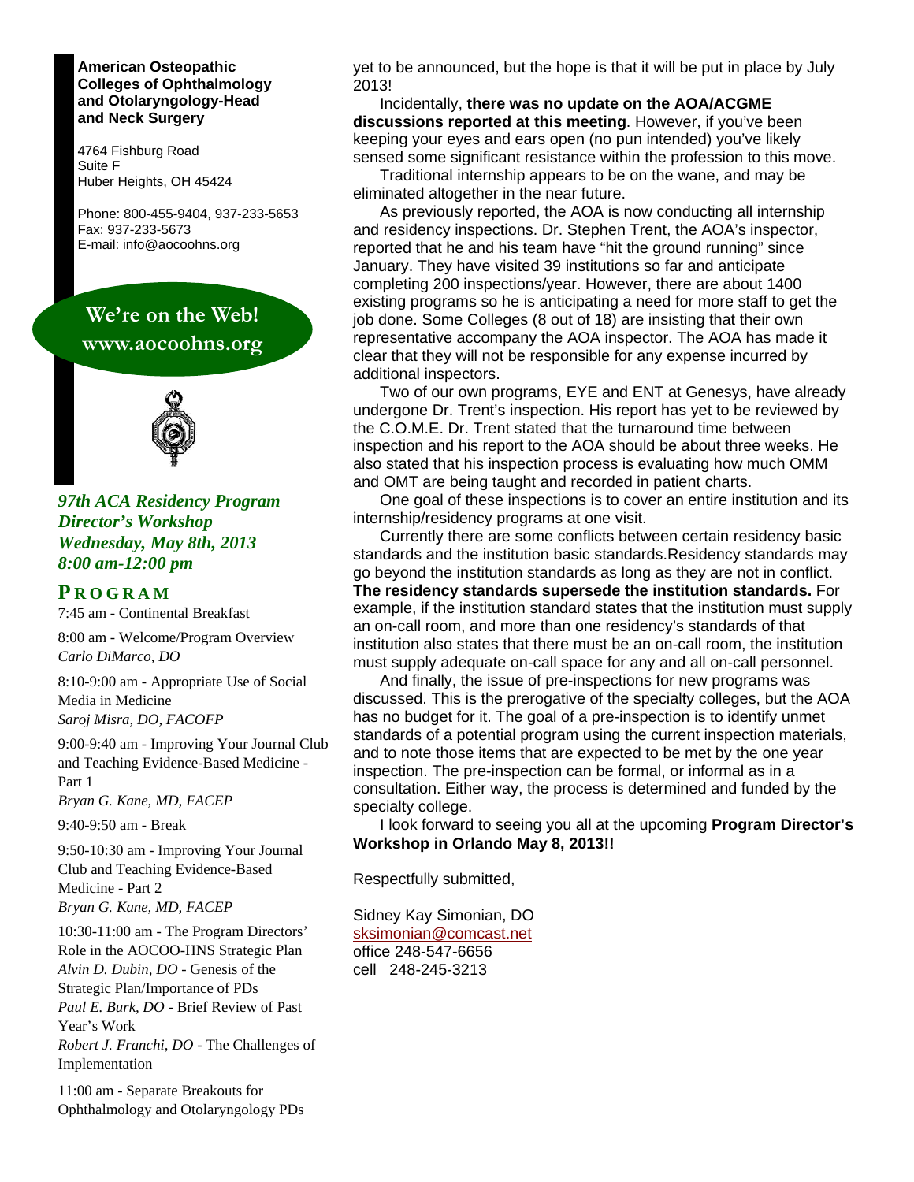**American Osteopathic Colleges of Ophthalmology and Otolaryngology-Head and Neck Surgery**

4764 Fishburg Road
Suite F
Huber Heights, OH 45424

Phone: 800-455-9404, 937-233-5653
Fax: 937-233-5673
E-mail: info@aocoohns.org

**We're on the Web!**
**www.aocoohns.org**

### *97th ACA Residency Program Director's Workshop*
### *Wednesday, May 8th, 2013*
### *8:00 am-12:00 pm*

## PROGRAM

7:45 am - Continental Breakfast

8:00 am - Welcome/Program Overview
*Carlo DiMarco, DO*

8:10-9:00 am - Appropriate Use of Social Media in Medicine
*Saroj Misra, DO, FACOFP*

9:00-9:40 am - Improving Your Journal Club and Teaching Evidence-Based Medicine - Part 1
*Bryan G. Kane, MD, FACEP*

9:40-9:50 am - Break

9:50-10:30 am - Improving Your Journal Club and Teaching Evidence-Based Medicine - Part 2
*Bryan G. Kane, MD, FACEP*

10:30-11:00 am - The Program Directors' Role in the AOCOO-HNS Strategic Plan
*Alvin D. Dubin, DO* - Genesis of the Strategic Plan/Importance of PDs
*Paul E. Burk, DO* - Brief Review of Past Year's Work
*Robert J. Franchi, DO* - The Challenges of Implementation

11:00 am - Separate Breakouts for Ophthalmology and Otolaryngology PDs

yet to be announced, but the hope is that it will be put in place by July 2013!

Incidentally, **there was no update on the AOA/ACGME discussions reported at this meeting**. However, if you've been keeping your eyes and ears open (no pun intended) you've likely sensed some significant resistance within the profession to this move.

Traditional internship appears to be on the wane, and may be eliminated altogether in the near future.

As previously reported, the AOA is now conducting all internship and residency inspections. Dr. Stephen Trent, the AOA's inspector, reported that he and his team have "hit the ground running" since January. They have visited 39 institutions so far and anticipate completing 200 inspections/year. However, there are about 1400 existing programs so he is anticipating a need for more staff to get the job done. Some Colleges (8 out of 18) are insisting that their own representative accompany the AOA inspector. The AOA has made it clear that they will not be responsible for any expense incurred by additional inspectors.

Two of our own programs, EYE and ENT at Genesys, have already undergone Dr. Trent's inspection. His report has yet to be reviewed by the C.O.M.E. Dr. Trent stated that the turnaround time between inspection and his report to the AOA should be about three weeks. He also stated that his inspection process is evaluating how much OMM and OMT are being taught and recorded in patient charts.

One goal of these inspections is to cover an entire institution and its internship/residency programs at one visit.

Currently there are some conflicts between certain residency basic standards and the institution basic standards.Residency standards may go beyond the institution standards as long as they are not in conflict. **The residency standards supersede the institution standards.** For example, if the institution standard states that the institution must supply an on-call room, and more than one residency's standards of that institution also states that there must be an on-call room, the institution must supply adequate on-call space for any and all on-call personnel.

And finally, the issue of pre-inspections for new programs was discussed. This is the prerogative of the specialty colleges, but the AOA has no budget for it. The goal of a pre-inspection is to identify unmet standards of a potential program using the current inspection materials, and to note those items that are expected to be met by the one year inspection. The pre-inspection can be formal, or informal as in a consultation. Either way, the process is determined and funded by the specialty college.

I look forward to seeing you all at the upcoming **Program Director's Workshop in Orlando May 8, 2013!!**

Respectfully submitted,

Sidney Kay Simonian, DO
sksimonian@comcast.net
office 248-547-6656
cell 248-245-3213